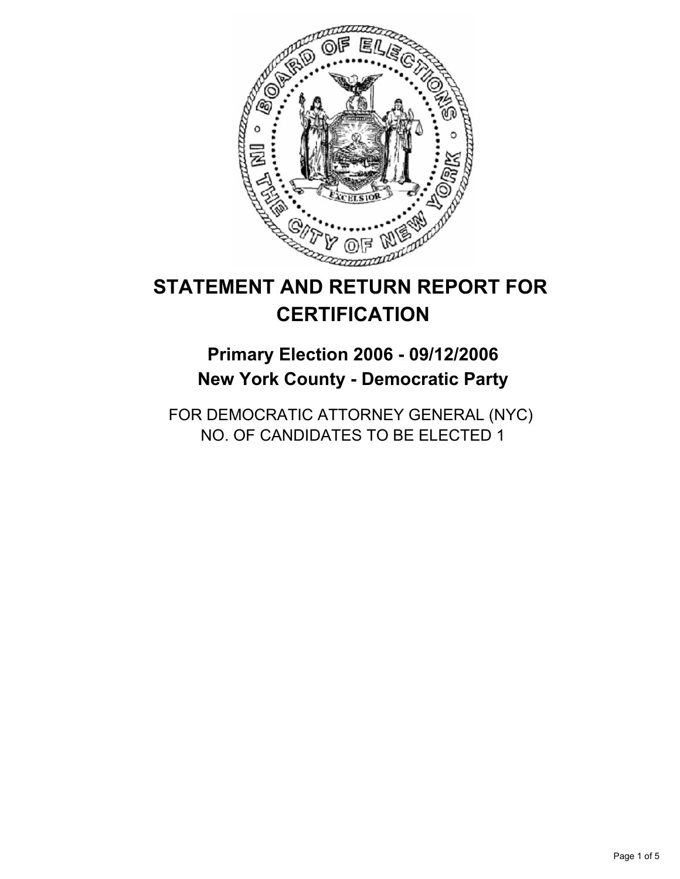# STATEMENT AND RETURN REPORT FOR CERTIFICATION

## Primary Election 2006 - 09/12/2006
## New York County - Democratic Party

FOR DEMOCRATIC ATTORNEY GENERAL (NYC)
NO. OF CANDIDATES TO BE ELECTED 1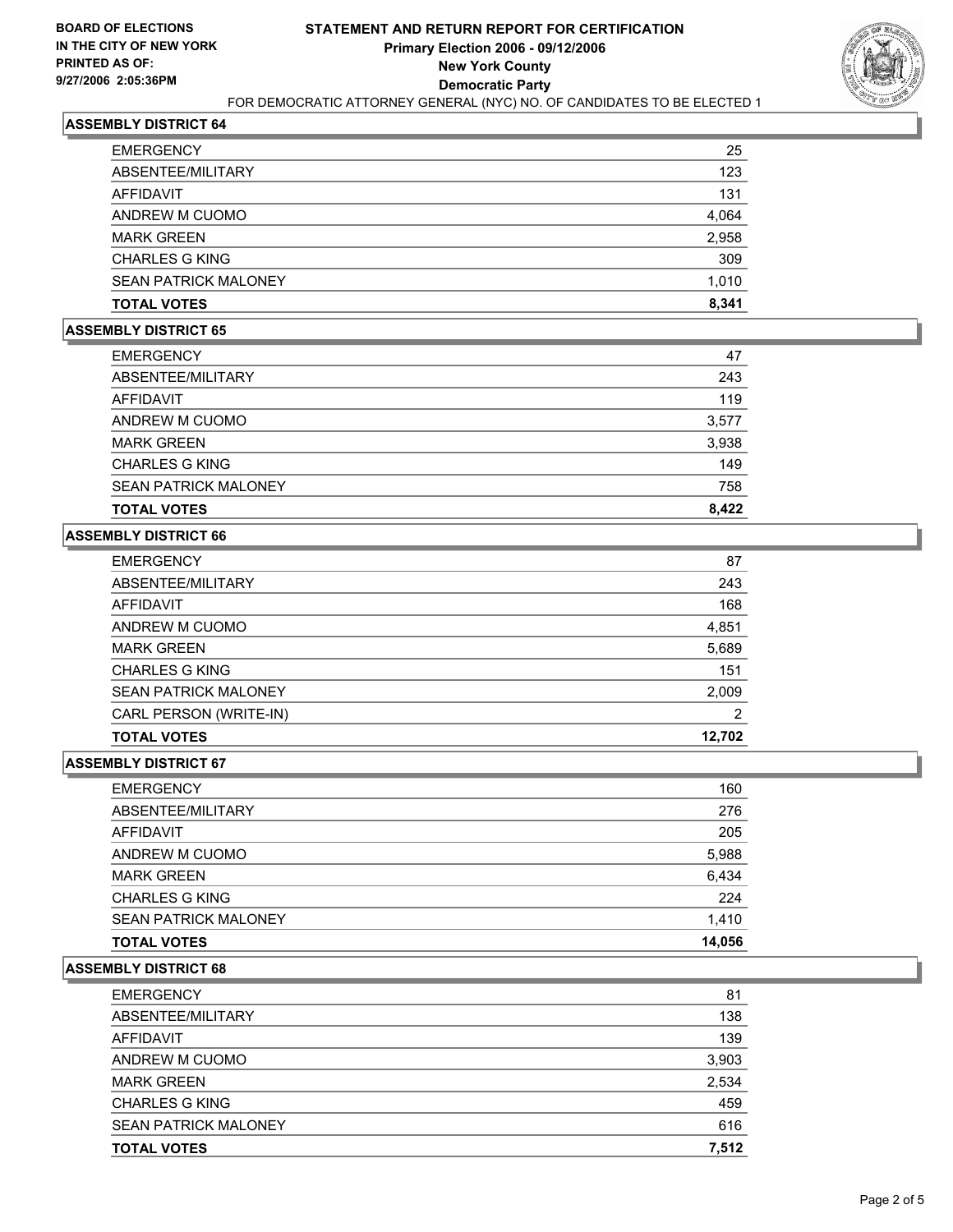**BOARD OF ELECTIONS IN THE CITY OF NEW YORK PRINTED AS OF: 9/27/2006 2:05:36PM**

# STATEMENT AND RETURN REPORT FOR CERTIFICATION
## Primary Election 2006 - 09/12/2006
## New York County
## Democratic Party

FOR DEMOCRATIC ATTORNEY GENERAL (NYC) NO. OF CANDIDATES TO BE ELECTED 1

### ASSEMBLY DISTRICT 64

| | |
|---|---|
| EMERGENCY | 25 |
| ABSENTEE/MILITARY | 123 |
| AFFIDAVIT | 131 |
| ANDREW M CUOMO | 4,064 |
| MARK GREEN | 2,958 |
| CHARLES G KING | 309 |
| SEAN PATRICK MALONEY | 1,010 |
| **TOTAL VOTES** | **8,341** |

### ASSEMBLY DISTRICT 65

| | |
|---|---|
| EMERGENCY | 47 |
| ABSENTEE/MILITARY | 243 |
| AFFIDAVIT | 119 |
| ANDREW M CUOMO | 3,577 |
| MARK GREEN | 3,938 |
| CHARLES G KING | 149 |
| SEAN PATRICK MALONEY | 758 |
| **TOTAL VOTES** | **8,422** |

### ASSEMBLY DISTRICT 66

| | |
|---|---|
| EMERGENCY | 87 |
| ABSENTEE/MILITARY | 243 |
| AFFIDAVIT | 168 |
| ANDREW M CUOMO | 4,851 |
| MARK GREEN | 5,689 |
| CHARLES G KING | 151 |
| SEAN PATRICK MALONEY | 2,009 |
| CARL PERSON (WRITE-IN) | 2 |
| **TOTAL VOTES** | **12,702** |

### ASSEMBLY DISTRICT 67

| | |
|---|---|
| EMERGENCY | 160 |
| ABSENTEE/MILITARY | 276 |
| AFFIDAVIT | 205 |
| ANDREW M CUOMO | 5,988 |
| MARK GREEN | 6,434 |
| CHARLES G KING | 224 |
| SEAN PATRICK MALONEY | 1,410 |
| **TOTAL VOTES** | **14,056** |

### ASSEMBLY DISTRICT 68

| | |
|---|---|
| EMERGENCY | 81 |
| ABSENTEE/MILITARY | 138 |
| AFFIDAVIT | 139 |
| ANDREW M CUOMO | 3,903 |
| MARK GREEN | 2,534 |
| CHARLES G KING | 459 |
| SEAN PATRICK MALONEY | 616 |
| **TOTAL VOTES** | **7,512** |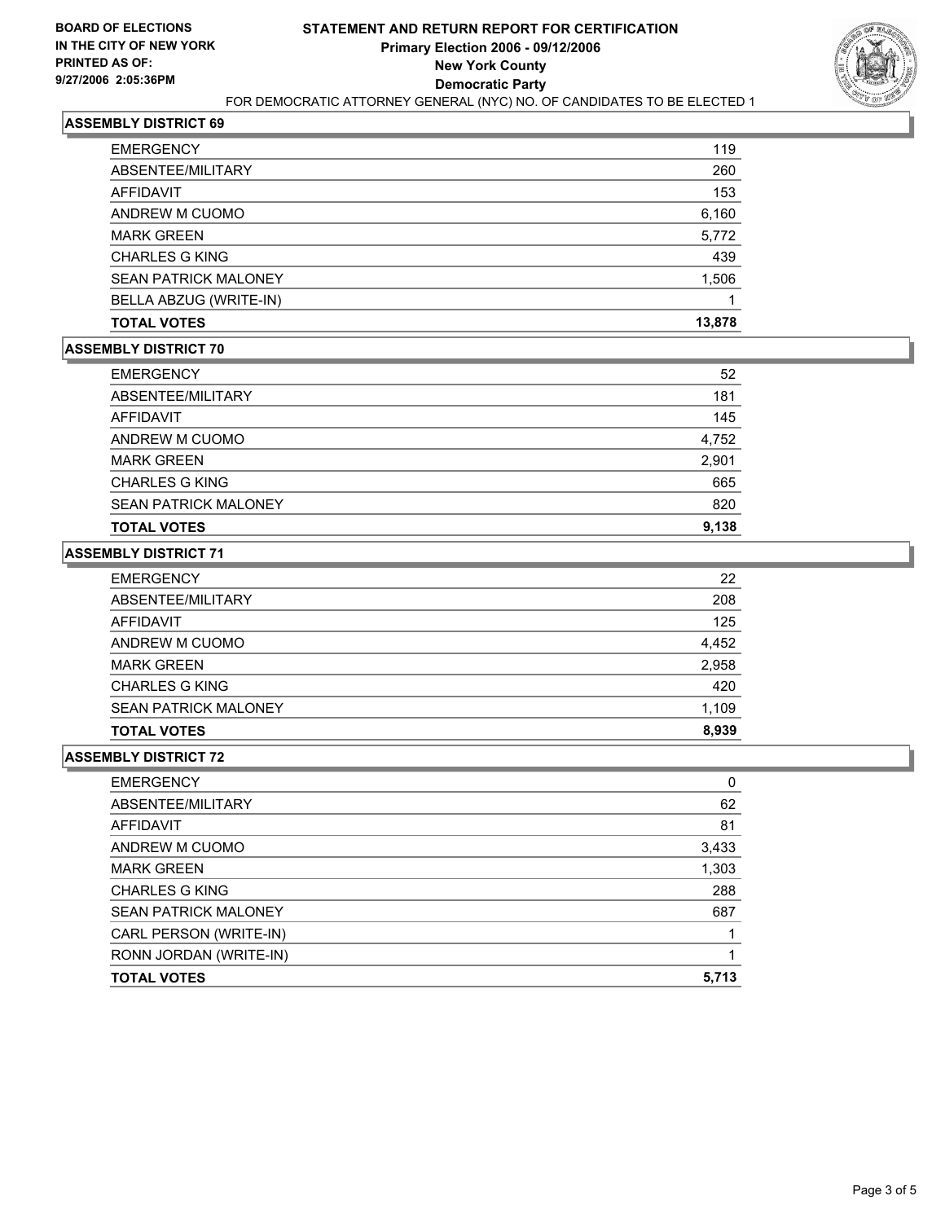**BOARD OF ELECTIONS IN THE CITY OF NEW YORK PRINTED AS OF: 9/27/2006 2:05:36PM**

# STATEMENT AND RETURN REPORT FOR CERTIFICATION
## Primary Election 2006 - 09/12/2006
## New York County
## Democratic Party

FOR DEMOCRATIC ATTORNEY GENERAL (NYC) NO. OF CANDIDATES TO BE ELECTED 1

### ASSEMBLY DISTRICT 69

| | |
|---|---|
| EMERGENCY | 119 |
| ABSENTEE/MILITARY | 260 |
| AFFIDAVIT | 153 |
| ANDREW M CUOMO | 6,160 |
| MARK GREEN | 5,772 |
| CHARLES G KING | 439 |
| SEAN PATRICK MALONEY | 1,506 |
| BELLA ABZUG (WRITE-IN) | 1 |
| **TOTAL VOTES** | **13,878** |

### ASSEMBLY DISTRICT 70

| | |
|---|---|
| EMERGENCY | 52 |
| ABSENTEE/MILITARY | 181 |
| AFFIDAVIT | 145 |
| ANDREW M CUOMO | 4,752 |
| MARK GREEN | 2,901 |
| CHARLES G KING | 665 |
| SEAN PATRICK MALONEY | 820 |
| **TOTAL VOTES** | **9,138** |

### ASSEMBLY DISTRICT 71

| | |
|---|---|
| EMERGENCY | 22 |
| ABSENTEE/MILITARY | 208 |
| AFFIDAVIT | 125 |
| ANDREW M CUOMO | 4,452 |
| MARK GREEN | 2,958 |
| CHARLES G KING | 420 |
| SEAN PATRICK MALONEY | 1,109 |
| **TOTAL VOTES** | **8,939** |

### ASSEMBLY DISTRICT 72

| | |
|---|---|
| EMERGENCY | 0 |
| ABSENTEE/MILITARY | 62 |
| AFFIDAVIT | 81 |
| ANDREW M CUOMO | 3,433 |
| MARK GREEN | 1,303 |
| CHARLES G KING | 288 |
| SEAN PATRICK MALONEY | 687 |
| CARL PERSON (WRITE-IN) | 1 |
| RONN JORDAN (WRITE-IN) | 1 |
| **TOTAL VOTES** | **5,713** |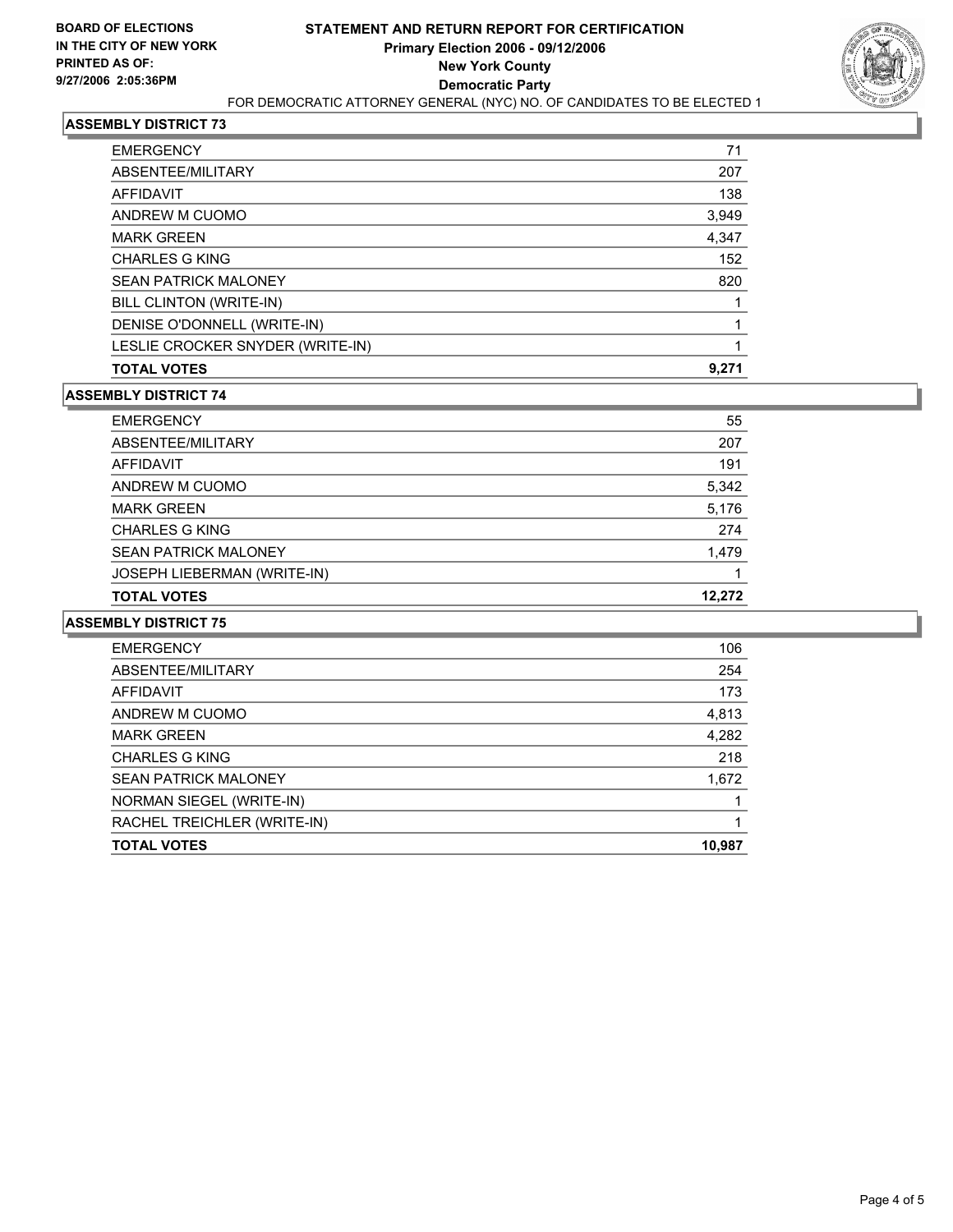**BOARD OF ELECTIONS IN THE CITY OF NEW YORK PRINTED AS OF: 9/27/2006 2:05:36PM**

# STATEMENT AND RETURN REPORT FOR CERTIFICATION
## Primary Election 2006 - 09/12/2006
## New York County
## Democratic Party

FOR DEMOCRATIC ATTORNEY GENERAL (NYC) NO. OF CANDIDATES TO BE ELECTED 1

### ASSEMBLY DISTRICT 73

| | |
|---|---|
| EMERGENCY | 71 |
| ABSENTEE/MILITARY | 207 |
| AFFIDAVIT | 138 |
| ANDREW M CUOMO | 3,949 |
| MARK GREEN | 4,347 |
| CHARLES G KING | 152 |
| SEAN PATRICK MALONEY | 820 |
| BILL CLINTON (WRITE-IN) | 1 |
| DENISE O'DONNELL (WRITE-IN) | 1 |
| LESLIE CROCKER SNYDER (WRITE-IN) | 1 |
| **TOTAL VOTES** | **9,271** |

### ASSEMBLY DISTRICT 74

| | |
|---|---|
| EMERGENCY | 55 |
| ABSENTEE/MILITARY | 207 |
| AFFIDAVIT | 191 |
| ANDREW M CUOMO | 5,342 |
| MARK GREEN | 5,176 |
| CHARLES G KING | 274 |
| SEAN PATRICK MALONEY | 1,479 |
| JOSEPH LIEBERMAN (WRITE-IN) | 1 |
| **TOTAL VOTES** | **12,272** |

### ASSEMBLY DISTRICT 75

| | |
|---|---|
| EMERGENCY | 106 |
| ABSENTEE/MILITARY | 254 |
| AFFIDAVIT | 173 |
| ANDREW M CUOMO | 4,813 |
| MARK GREEN | 4,282 |
| CHARLES G KING | 218 |
| SEAN PATRICK MALONEY | 1,672 |
| NORMAN SIEGEL (WRITE-IN) | 1 |
| RACHEL TREICHLER (WRITE-IN) | 1 |
| **TOTAL VOTES** | **10,987** |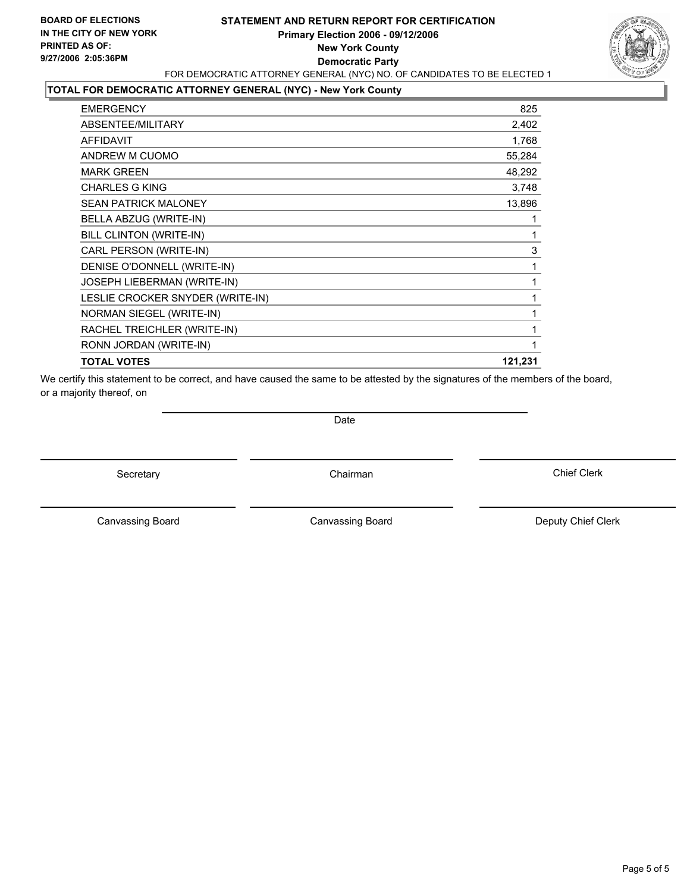**BOARD OF ELECTIONS IN THE CITY OF NEW YORK PRINTED AS OF: 9/27/2006 2:05:36PM**

# STATEMENT AND RETURN REPORT FOR CERTIFICATION
## Primary Election 2006 - 09/12/2006
## New York County
## Democratic Party

FOR DEMOCRATIC ATTORNEY GENERAL (NYC) NO. OF CANDIDATES TO BE ELECTED 1

**TOTAL FOR DEMOCRATIC ATTORNEY GENERAL (NYC) - New York County**

| | |
|---|---|
| EMERGENCY | 825 |
| ABSENTEE/MILITARY | 2,402 |
| AFFIDAVIT | 1,768 |
| ANDREW M CUOMO | 55,284 |
| MARK GREEN | 48,292 |
| CHARLES G KING | 3,748 |
| SEAN PATRICK MALONEY | 13,896 |
| BELLA ABZUG (WRITE-IN) | 1 |
| BILL CLINTON (WRITE-IN) | 1 |
| CARL PERSON (WRITE-IN) | 3 |
| DENISE O'DONNELL (WRITE-IN) | 1 |
| JOSEPH LIEBERMAN (WRITE-IN) | 1 |
| LESLIE CROCKER SNYDER (WRITE-IN) | 1 |
| NORMAN SIEGEL (WRITE-IN) | 1 |
| RACHEL TREICHLER (WRITE-IN) | 1 |
| RONN JORDAN (WRITE-IN) | 1 |
| **TOTAL VOTES** | **121,231** |

We certify this statement to be correct, and have caused the same to be attested by the signatures of the members of the board, or a majority thereof, on

Date

Secretary

Chairman

Chief Clerk

Canvassing Board

Canvassing Board

Deputy Chief Clerk